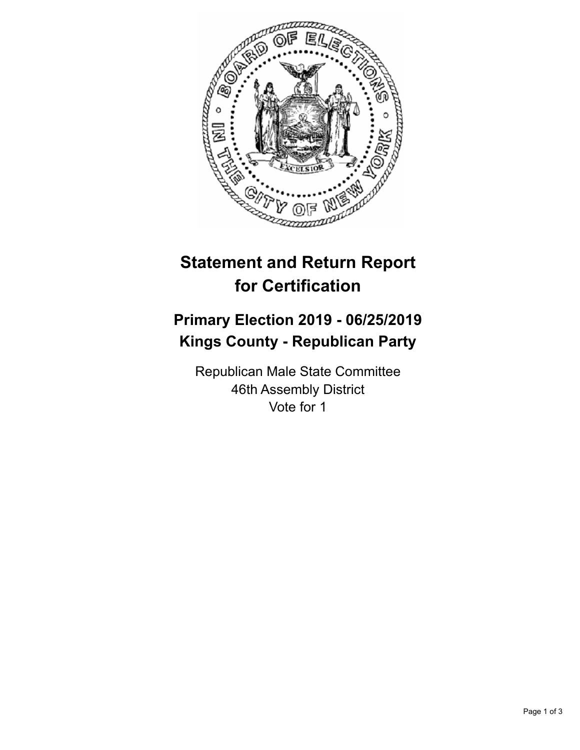# Statement and Return Report for Certification

## Primary Election 2019 - 06/25/2019
## Kings County - Republican Party

Republican Male State Committee
46th Assembly District
Vote for 1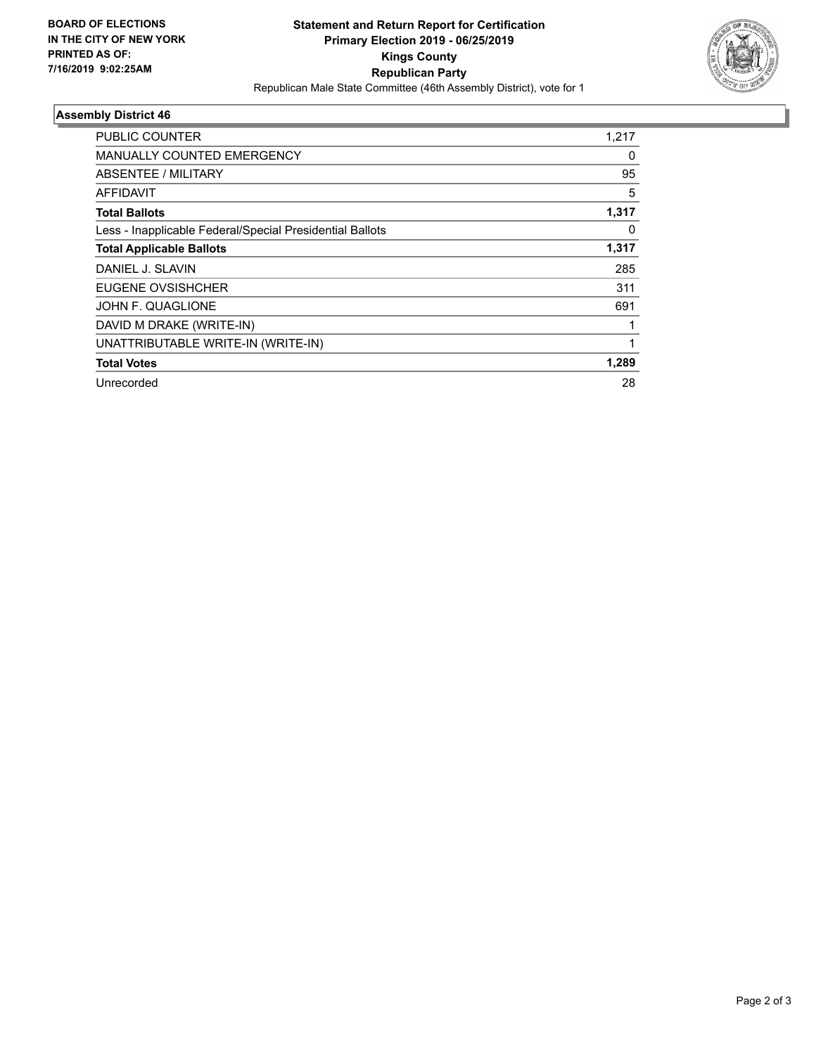**BOARD OF ELECTIONS IN THE CITY OF NEW YORK PRINTED AS OF: 7/16/2019 9:02:25AM**

**Statement and Return Report for Certification Primary Election 2019 - 06/25/2019 Kings County Republican Party**

Republican Male State Committee (46th Assembly District), vote for 1

### Assembly District 46

| | |
|---|---|
| PUBLIC COUNTER | 1,217 |
| MANUALLY COUNTED EMERGENCY | 0 |
| ABSENTEE / MILITARY | 95 |
| AFFIDAVIT | 5 |
| **Total Ballots** | **1,317** |
| Less - Inapplicable Federal/Special Presidential Ballots | 0 |
| **Total Applicable Ballots** | **1,317** |
| DANIEL J. SLAVIN | 285 |
| EUGENE OVSISHCHER | 311 |
| JOHN F. QUAGLIONE | 691 |
| DAVID M DRAKE (WRITE-IN) | 1 |
| UNATTRIBUTABLE WRITE-IN (WRITE-IN) | 1 |
| **Total Votes** | **1,289** |
| Unrecorded | 28 |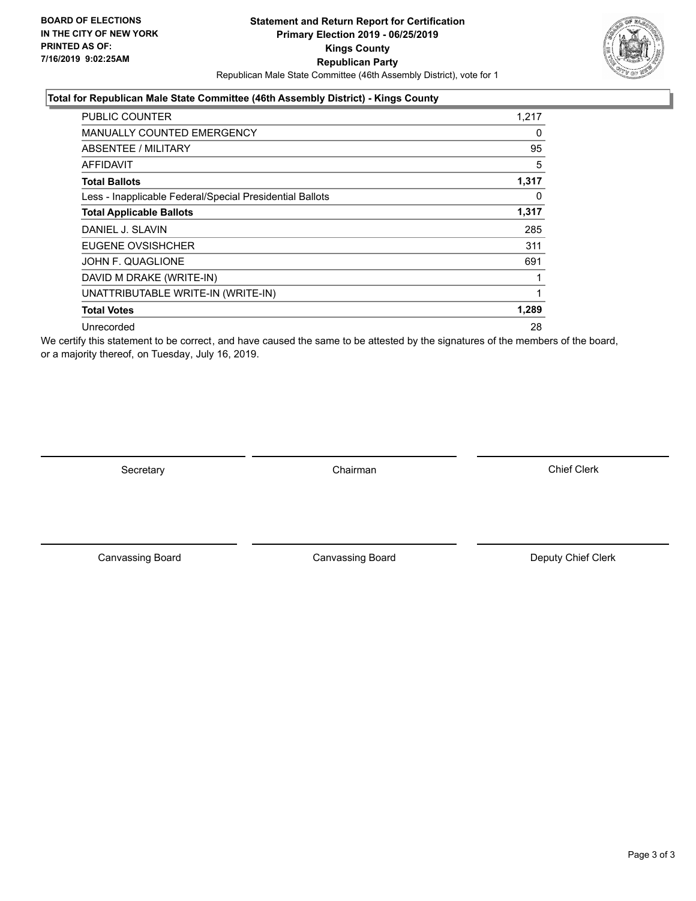**BOARD OF ELECTIONS**
**IN THE CITY OF NEW YORK**
**PRINTED AS OF:**
**7/16/2019 9:02:25AM**

**Statement and Return Report for Certification**
**Primary Election 2019 - 06/25/2019**
**Kings County**
**Republican Party**
Republican Male State Committee (46th Assembly District), vote for 1

**Total for Republican Male State Committee (46th Assembly District) - Kings County**

| | |
|---|---|
| PUBLIC COUNTER | 1,217 |
| MANUALLY COUNTED EMERGENCY | 0 |
| ABSENTEE / MILITARY | 95 |
| AFFIDAVIT | 5 |
| **Total Ballots** | **1,317** |
| Less - Inapplicable Federal/Special Presidential Ballots | 0 |
| **Total Applicable Ballots** | **1,317** |
| DANIEL J. SLAVIN | 285 |
| EUGENE OVSISHCHER | 311 |
| JOHN F. QUAGLIONE | 691 |
| DAVID M DRAKE (WRITE-IN) | 1 |
| UNATTRIBUTABLE WRITE-IN (WRITE-IN) | 1 |
| **Total Votes** | **1,289** |
| Unrecorded | 28 |

We certify this statement to be correct, and have caused the same to be attested by the signatures of the members of the board, or a majority thereof, on Tuesday, July 16, 2019.

Secretary

Chairman

Chief Clerk

Canvassing Board

Canvassing Board

Deputy Chief Clerk